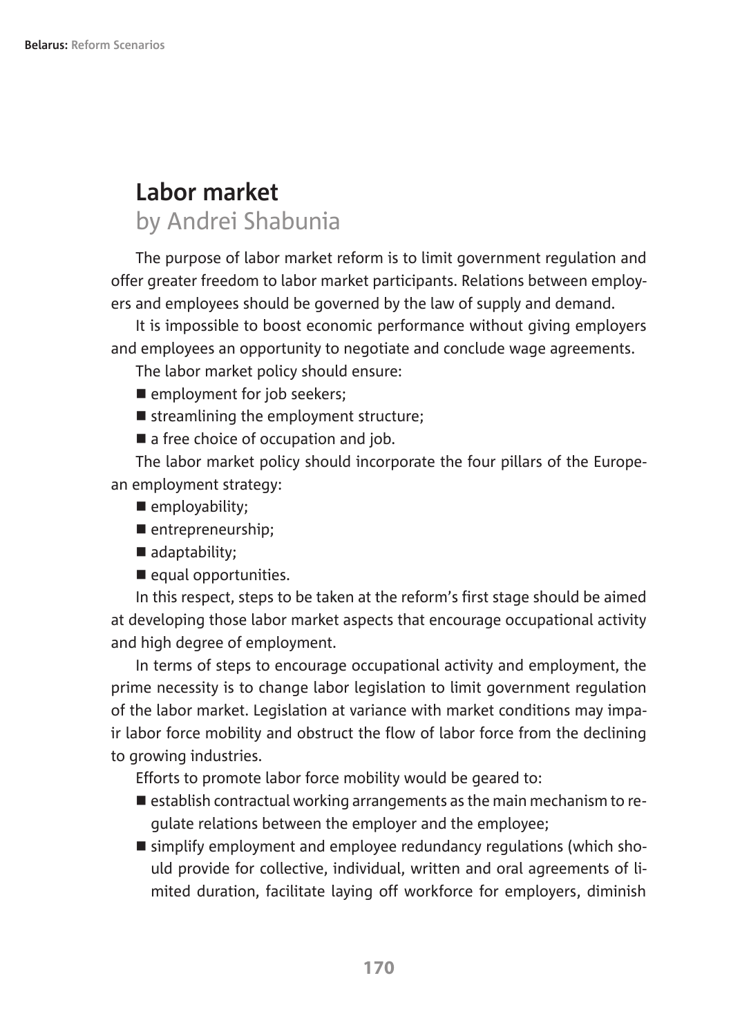# Labor market

## by Andrei Shabunia

The purpose of labor market reform is to limit government regulation and offer greater freedom to labor market participants. Relations between employers and employees should be governed by the law of supply and demand.

It is impossible to boost economic performance without giving employers and employees an opportunity to negotiate and conclude wage agreements.

The labor market policy should ensure:

- employment for job seekers;
- streamlining the employment structure;
- a free choice of occupation and job.

The labor market policy should incorporate the four pillars of the European employment strategy:

- employability;
- entrepreneurship;
- adaptability;
- equal opportunities.

In this respect, steps to be taken at the reform's first stage should be aimed at developing those labor market aspects that encourage occupational activity and high degree of employment.

In terms of steps to encourage occupational activity and employment, the prime necessity is to change labor legislation to limit government regulation of the labor market. Legislation at variance with market conditions may impair labor force mobility and obstruct the flow of labor force from the declining to growing industries.

Efforts to promote labor force mobility would be geared to:

- establish contractual working arrangements as the main mechanism to regulate relations between the employer and the employee;
- simplify employment and employee redundancy regulations (which should provide for collective, individual, written and oral agreements of limited duration, facilitate laying off workforce for employers, diminish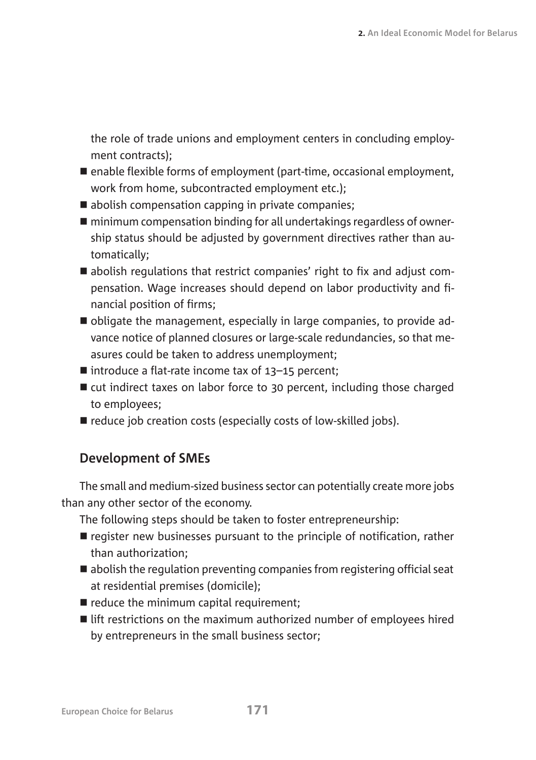the role of trade unions and employment centers in concluding employment contracts);

- enable flexible forms of employment (part-time, occasional employment, work from home, subcontracted employment etc.);
- abolish compensation capping in private companies;
- minimum compensation binding for all undertakings regardless of ownership status should be adjusted by government directives rather than automatically;
- abolish regulations that restrict companies' right to fix and adjust compensation. Wage increases should depend on labor productivity and financial position of firms;
- obligate the management, especially in large companies, to provide advance notice of planned closures or large-scale redundancies, so that measures could be taken to address unemployment;
- introduce a flat-rate income tax of 13–15 percent;
- cut indirect taxes on labor force to 30 percent, including those charged to employees;
- reduce job creation costs (especially costs of low-skilled jobs).

### Development of SMEs

The small and medium-sized business sector can potentially create more jobs than any other sector of the economy.

The following steps should be taken to foster entrepreneurship:

- register new businesses pursuant to the principle of notification, rather than authorization;
- abolish the regulation preventing companies from registering official seat at residential premises (domicile);
- reduce the minimum capital requirement;
- lift restrictions on the maximum authorized number of employees hired by entrepreneurs in the small business sector;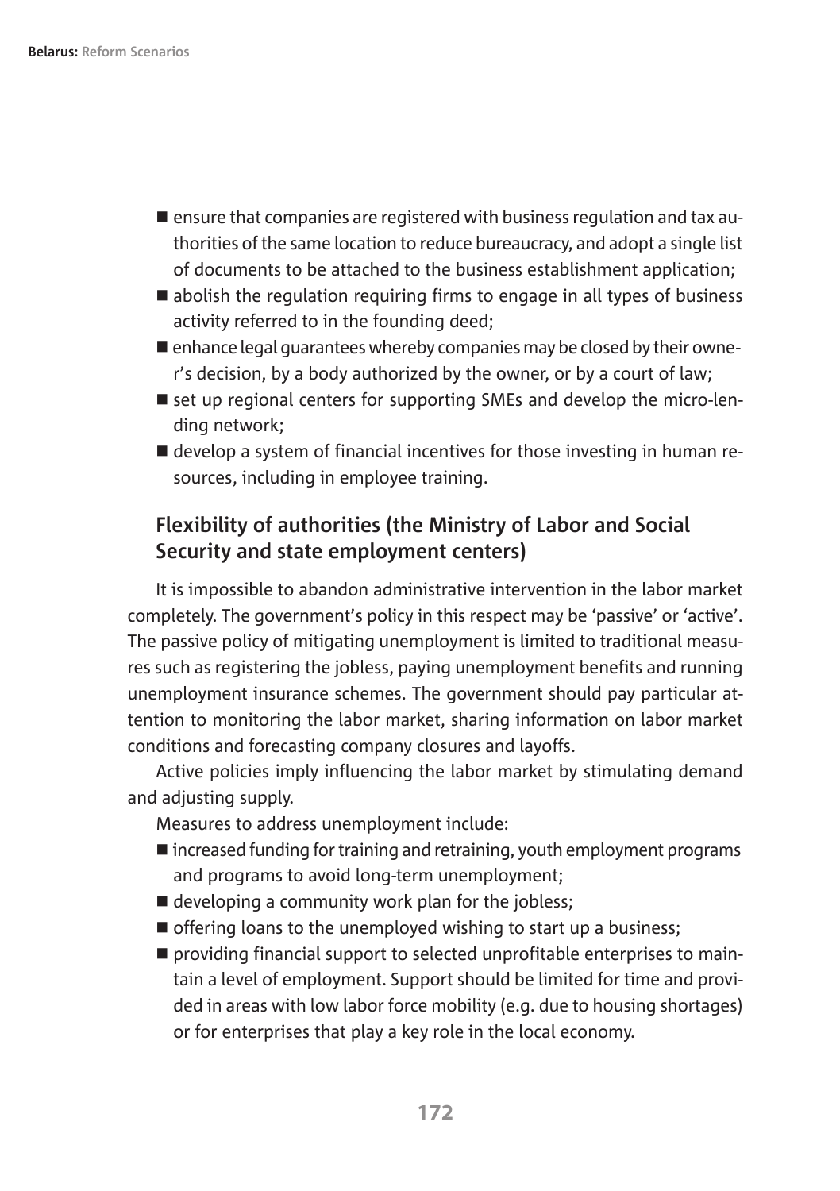- ensure that companies are registered with business regulation and tax authorities of the same location to reduce bureaucracy, and adopt a single list of documents to be attached to the business establishment application;
- abolish the regulation requiring firms to engage in all types of business activity referred to in the founding deed;
- enhance legal guarantees whereby companies may be closed by their owner's decision, by a body authorized by the owner, or by a court of law;
- set up regional centers for supporting SMEs and develop the micro-lending network;
- develop a system of financial incentives for those investing in human resources, including in employee training.

### Flexibility of authorities (the Ministry of Labor and Social Security and state employment centers)

It is impossible to abandon administrative intervention in the labor market completely. The government's policy in this respect may be 'passive' or 'active'. The passive policy of mitigating unemployment is limited to traditional measures such as registering the jobless, paying unemployment benefits and running unemployment insurance schemes. The government should pay particular attention to monitoring the labor market, sharing information on labor market conditions and forecasting company closures and layoffs.

Active policies imply influencing the labor market by stimulating demand and adjusting supply.

Measures to address unemployment include:

- increased funding for training and retraining, youth employment programs and programs to avoid long-term unemployment;
- developing a community work plan for the jobless;
- offering loans to the unemployed wishing to start up a business;
- providing financial support to selected unprofitable enterprises to maintain a level of employment. Support should be limited for time and provided in areas with low labor force mobility (e.g. due to housing shortages) or for enterprises that play a key role in the local economy.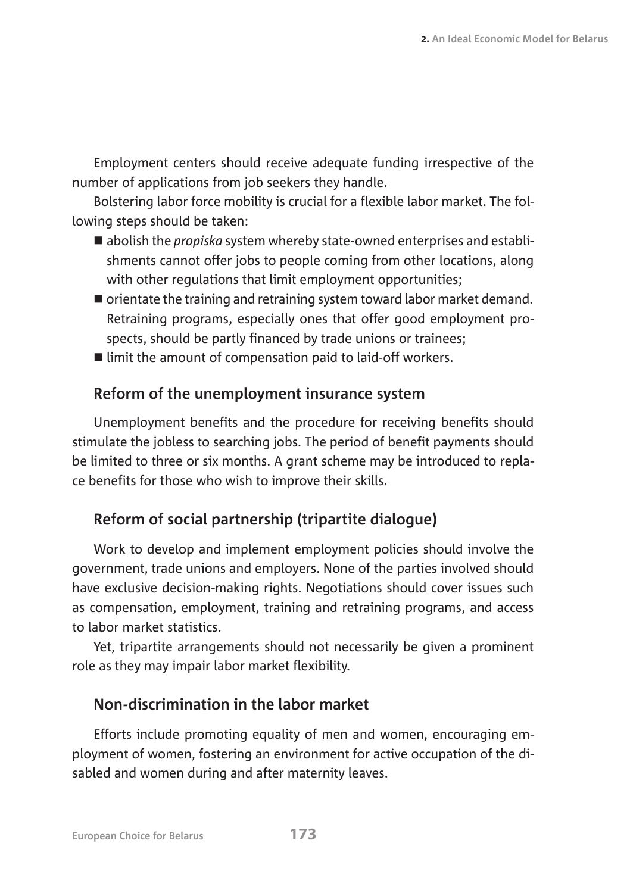Employment centers should receive adequate funding irrespective of the number of applications from job seekers they handle.

Bolstering labor force mobility is crucial for a flexible labor market. The following steps should be taken:

- abolish the *propiska* system whereby state-owned enterprises and establishments cannot offer jobs to people coming from other locations, along with other regulations that limit employment opportunities;
- orientate the training and retraining system toward labor market demand. Retraining programs, especially ones that offer good employment prospects, should be partly financed by trade unions or trainees;
- limit the amount of compensation paid to laid-off workers.

### Reform of the unemployment insurance system

Unemployment benefits and the procedure for receiving benefits should stimulate the jobless to searching jobs. The period of benefit payments should be limited to three or six months. A grant scheme may be introduced to replace benefits for those who wish to improve their skills.

### Reform of social partnership (tripartite dialogue)

Work to develop and implement employment policies should involve the government, trade unions and employers. None of the parties involved should have exclusive decision-making rights. Negotiations should cover issues such as compensation, employment, training and retraining programs, and access to labor market statistics.

Yet, tripartite arrangements should not necessarily be given a prominent role as they may impair labor market flexibility.

### Non-discrimination in the labor market

Efforts include promoting equality of men and women, encouraging employment of women, fostering an environment for active occupation of the disabled and women during and after maternity leaves.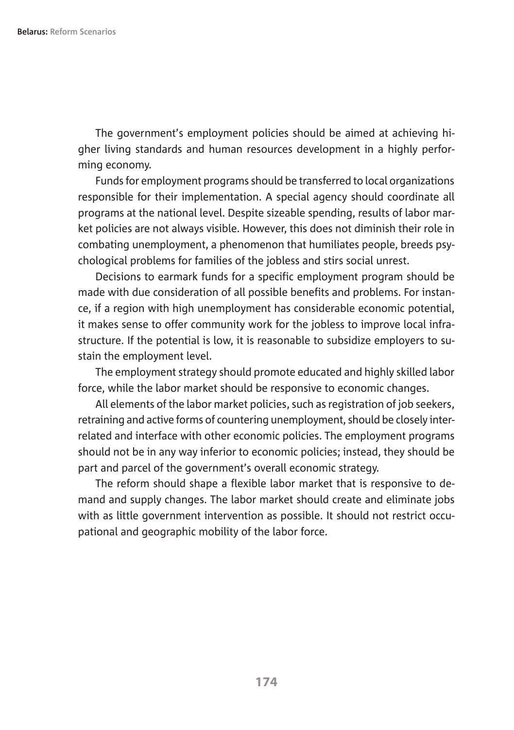The government's employment policies should be aimed at achieving higher living standards and human resources development in a highly performing economy.

Funds for employment programs should be transferred to local organizations responsible for their implementation. A special agency should coordinate all programs at the national level. Despite sizeable spending, results of labor market policies are not always visible. However, this does not diminish their role in combating unemployment, a phenomenon that humiliates people, breeds psychological problems for families of the jobless and stirs social unrest.

Decisions to earmark funds for a specific employment program should be made with due consideration of all possible benefits and problems. For instance, if a region with high unemployment has considerable economic potential, it makes sense to offer community work for the jobless to improve local infrastructure. If the potential is low, it is reasonable to subsidize employers to sustain the employment level.

The employment strategy should promote educated and highly skilled labor force, while the labor market should be responsive to economic changes.

All elements of the labor market policies, such as registration of job seekers, retraining and active forms of countering unemployment, should be closely interrelated and interface with other economic policies. The employment programs should not be in any way inferior to economic policies; instead, they should be part and parcel of the government's overall economic strategy.

The reform should shape a flexible labor market that is responsive to demand and supply changes. The labor market should create and eliminate jobs with as little government intervention as possible. It should not restrict occupational and geographic mobility of the labor force.